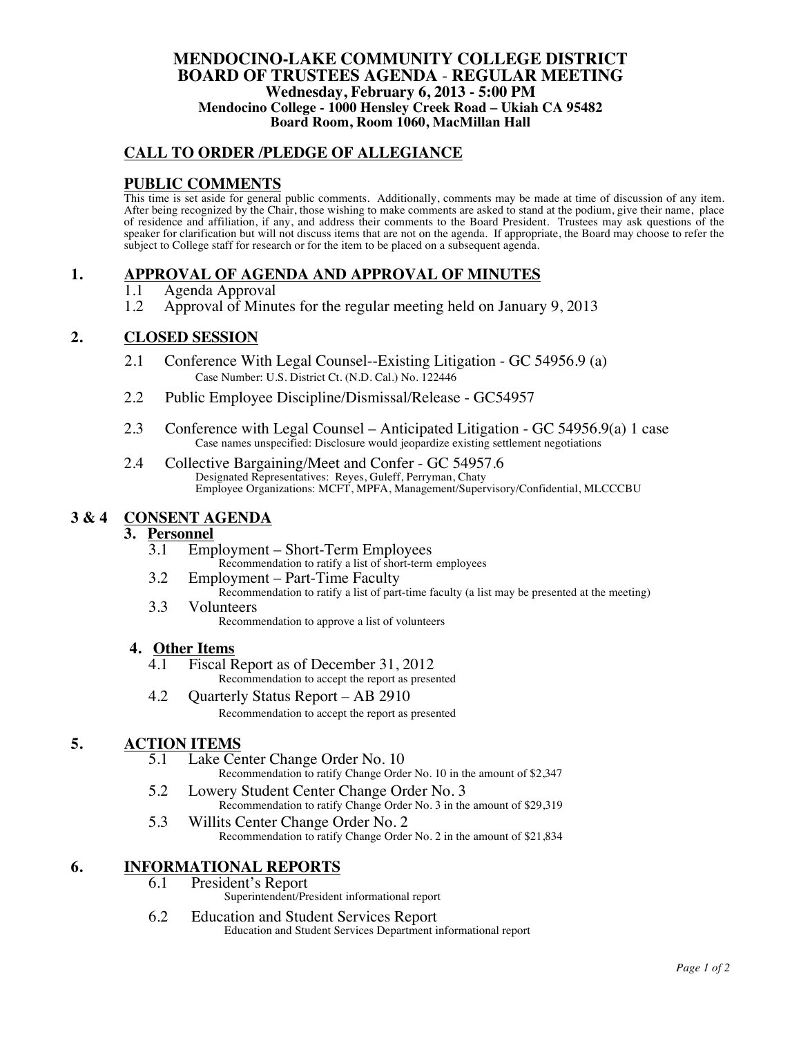# MENDOCINO-LAKE COMMUNITY COLLEGE DISTRICT
# BOARD OF TRUSTEES AGENDA - REGULAR MEETING

**Wednesday, February 6, 2013 - 5:00 PM**
**Mendocino College - 1000 Hensley Creek Road – Ukiah CA 95482**
**Board Room, Room 1060, MacMillan Hall**

## CALL TO ORDER /PLEDGE OF ALLEGIANCE

## PUBLIC COMMENTS

This time is set aside for general public comments. Additionally, comments may be made at time of discussion of any item. After being recognized by the Chair, those wishing to make comments are asked to stand at the podium, give their name, place of residence and affiliation, if any, and address their comments to the Board President. Trustees may ask questions of the speaker for clarification but will not discuss items that are not on the agenda. If appropriate, the Board may choose to refer the subject to College staff for research or for the item to be placed on a subsequent agenda.

## 1. APPROVAL OF AGENDA AND APPROVAL OF MINUTES

1.1 Agenda Approval

1.2 Approval of Minutes for the regular meeting held on January 9, 2013

## 2. CLOSED SESSION

2.1 Conference With Legal Counsel--Existing Litigation - GC 54956.9 (a)
Case Number: U.S. District Ct. (N.D. Cal.) No. 122446

2.2 Public Employee Discipline/Dismissal/Release - GC54957

2.3 Conference with Legal Counsel – Anticipated Litigation - GC 54956.9(a) 1 case
Case names unspecified: Disclosure would jeopardize existing settlement negotiations

2.4 Collective Bargaining/Meet and Confer - GC 54957.6
Designated Representatives: Reyes, Guleff, Perryman, Chaty
Employee Organizations: MCFT, MPFA, Management/Supervisory/Confidential, MLCCCBU

## 3 & 4 CONSENT AGENDA

### 3. Personnel

3.1 Employment – Short-Term Employees
Recommendation to ratify a list of short-term employees

3.2 Employment – Part-Time Faculty
Recommendation to ratify a list of part-time faculty (a list may be presented at the meeting)

3.3 Volunteers
Recommendation to approve a list of volunteers

### 4. Other Items

4.1 Fiscal Report as of December 31, 2012
Recommendation to accept the report as presented

4.2 Quarterly Status Report – AB 2910
Recommendation to accept the report as presented

## 5. ACTION ITEMS

5.1 Lake Center Change Order No. 10
Recommendation to ratify Change Order No. 10 in the amount of $2,347

5.2 Lowery Student Center Change Order No. 3
Recommendation to ratify Change Order No. 3 in the amount of $29,319

5.3 Willits Center Change Order No. 2
Recommendation to ratify Change Order No. 2 in the amount of $21,834

## 6. INFORMATIONAL REPORTS

6.1 President's Report
Superintendent/President informational report

6.2 Education and Student Services Report
Education and Student Services Department informational report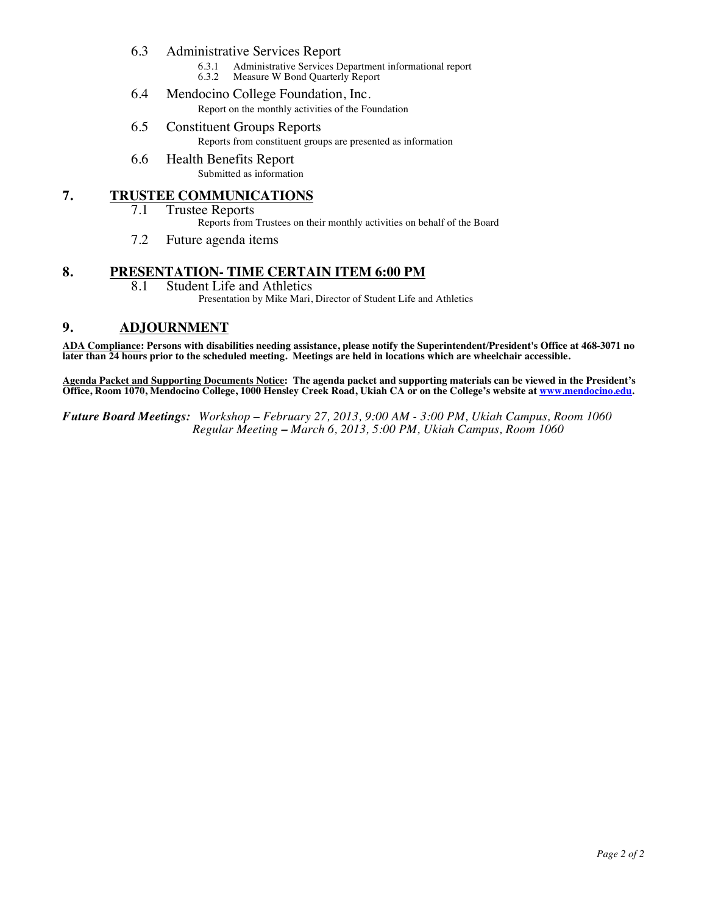### 6.3 Administrative Services Report

- 6.3.1 Administrative Services Department informational report
- 6.3.2 Measure W Bond Quarterly Report

### 6.4 Mendocino College Foundation, Inc.

Report on the monthly activities of the Foundation

### 6.5 Constituent Groups Reports

Reports from constituent groups are presented as information

### 6.6 Health Benefits Report

Submitted as information

## 7. TRUSTEE COMMUNICATIONS

### 7.1 Trustee Reports

Reports from Trustees on their monthly activities on behalf of the Board

### 7.2 Future agenda items

## 8. PRESENTATION- TIME CERTAIN ITEM 6:00 PM

### 8.1 Student Life and Athletics

Presentation by Mike Mari, Director of Student Life and Athletics

## 9. ADJOURNMENT

**ADA Compliance: Persons with disabilities needing assistance, please notify the Superintendent/President's Office at 468-3071 no later than 24 hours prior to the scheduled meeting. Meetings are held in locations which are wheelchair accessible.**

**Agenda Packet and Supporting Documents Notice: The agenda packet and supporting materials can be viewed in the President's Office, Room 1070, Mendocino College, 1000 Hensley Creek Road, Ukiah CA or on the College's website at www.mendocino.edu.**

***Future Board Meetings:*** *Workshop – February 27, 2013, 9:00 AM - 3:00 PM, Ukiah Campus, Room 1060*
*Regular Meeting – March 6, 2013, 5:00 PM, Ukiah Campus, Room 1060*